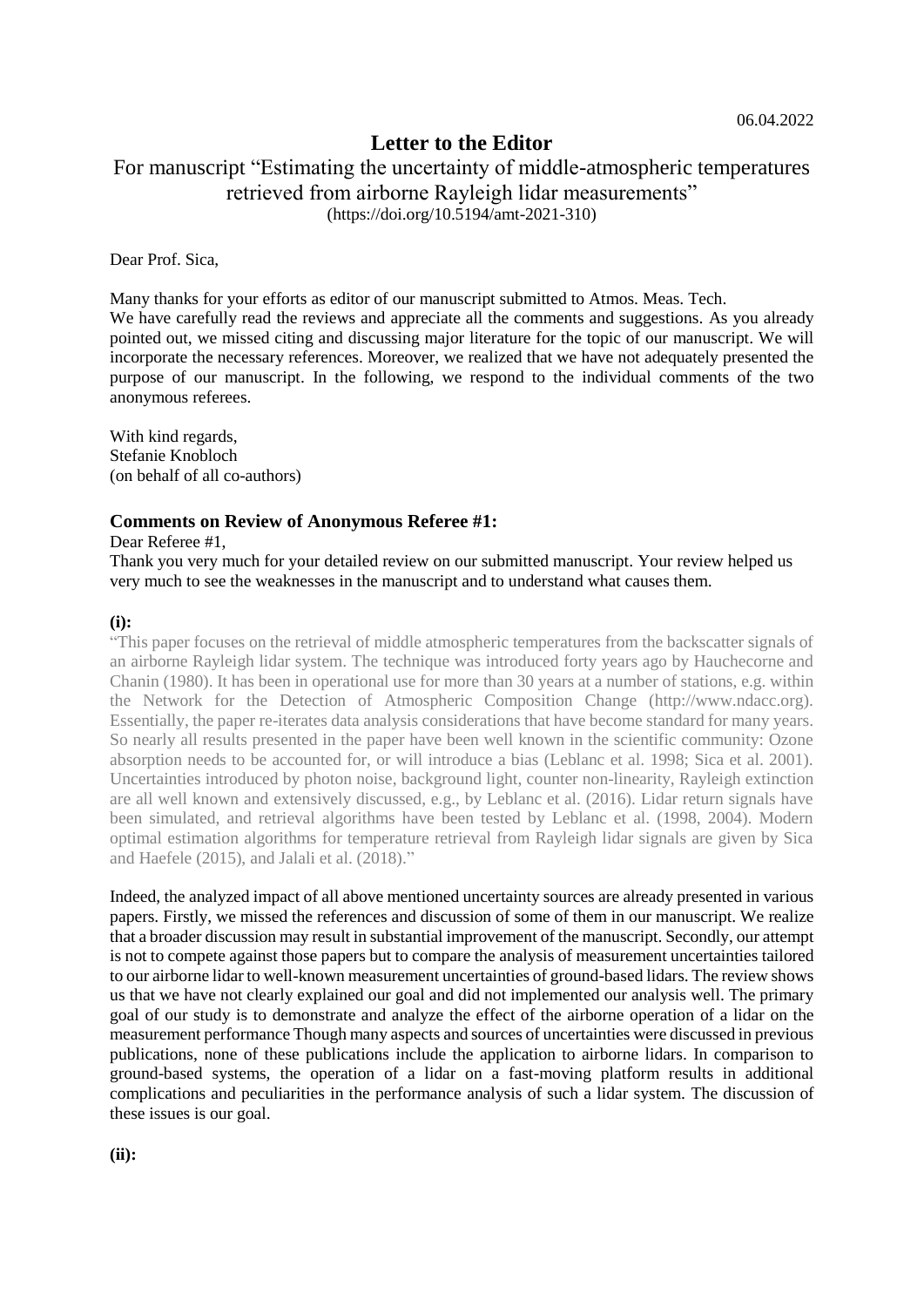06.04.2022

# Letter to the Editor

For manuscript "Estimating the uncertainty of middle-atmospheric temperatures retrieved from airborne Rayleigh lidar measurements"
(https://doi.org/10.5194/amt-2021-310)

Dear Prof. Sica,

Many thanks for your efforts as editor of our manuscript submitted to Atmos. Meas. Tech.
We have carefully read the reviews and appreciate all the comments and suggestions. As you already pointed out, we missed citing and discussing major literature for the topic of our manuscript. We will incorporate the necessary references. Moreover, we realized that we have not adequately presented the purpose of our manuscript. In the following, we respond to the individual comments of the two anonymous referees.

With kind regards,
Stefanie Knobloch
(on behalf of all co-authors)

### Comments on Review of Anonymous Referee #1:

Dear Referee #1,
Thank you very much for your detailed review on our submitted manuscript. Your review helped us very much to see the weaknesses in the manuscript and to understand what causes them.

**(i):**

"This paper focuses on the retrieval of middle atmospheric temperatures from the backscatter signals of an airborne Rayleigh lidar system. The technique was introduced forty years ago by Hauchecorne and Chanin (1980). It has been in operational use for more than 30 years at a number of stations, e.g. within the Network for the Detection of Atmospheric Composition Change (http://www.ndacc.org). Essentially, the paper re-iterates data analysis considerations that have become standard for many years. So nearly all results presented in the paper have been well known in the scientific community: Ozone absorption needs to be accounted for, or will introduce a bias (Leblanc et al. 1998; Sica et al. 2001). Uncertainties introduced by photon noise, background light, counter non-linearity, Rayleigh extinction are all well known and extensively discussed, e.g., by Leblanc et al. (2016). Lidar return signals have been simulated, and retrieval algorithms have been tested by Leblanc et al. (1998, 2004). Modern optimal estimation algorithms for temperature retrieval from Rayleigh lidar signals are given by Sica and Haefele (2015), and Jalali et al. (2018)."

Indeed, the analyzed impact of all above mentioned uncertainty sources are already presented in various papers. Firstly, we missed the references and discussion of some of them in our manuscript. We realize that a broader discussion may result in substantial improvement of the manuscript. Secondly, our attempt is not to compete against those papers but to compare the analysis of measurement uncertainties tailored to our airborne lidar to well-known measurement uncertainties of ground-based lidars. The review shows us that we have not clearly explained our goal and did not implemented our analysis well. The primary goal of our study is to demonstrate and analyze the effect of the airborne operation of a lidar on the measurement performance Though many aspects and sources of uncertainties were discussed in previous publications, none of these publications include the application to airborne lidars. In comparison to ground-based systems, the operation of a lidar on a fast-moving platform results in additional complications and peculiarities in the performance analysis of such a lidar system. The discussion of these issues is our goal.

**(ii):**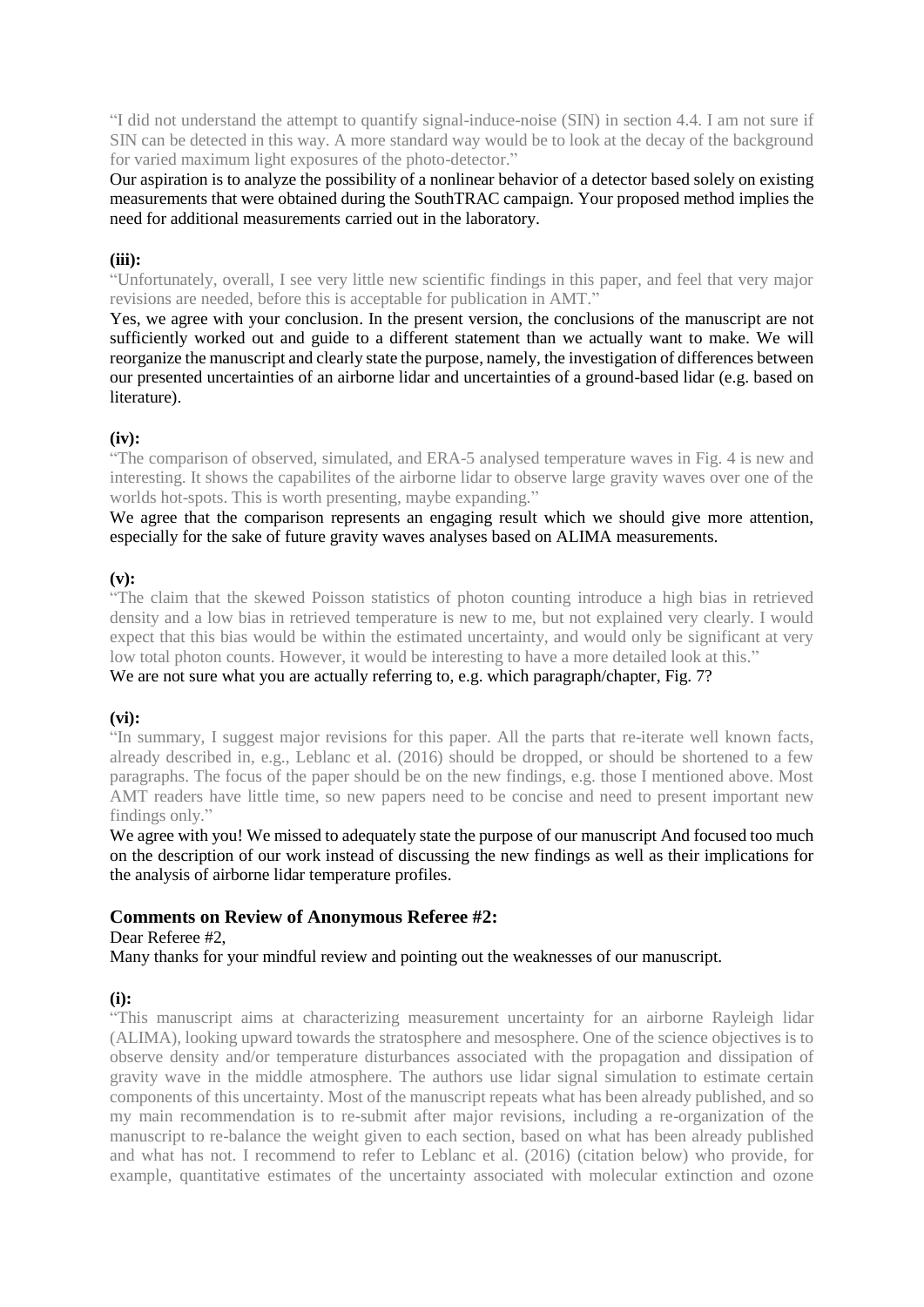"I did not understand the attempt to quantify signal-induce-noise (SIN) in section 4.4. I am not sure if SIN can be detected in this way. A more standard way would be to look at the decay of the background for varied maximum light exposures of the photo-detector."

Our aspiration is to analyze the possibility of a nonlinear behavior of a detector based solely on existing measurements that were obtained during the SouthTRAC campaign. Your proposed method implies the need for additional measurements carried out in the laboratory.

**(iii):**

"Unfortunately, overall, I see very little new scientific findings in this paper, and feel that very major revisions are needed, before this is acceptable for publication in AMT."

Yes, we agree with your conclusion. In the present version, the conclusions of the manuscript are not sufficiently worked out and guide to a different statement than we actually want to make. We will reorganize the manuscript and clearly state the purpose, namely, the investigation of differences between our presented uncertainties of an airborne lidar and uncertainties of a ground-based lidar (e.g. based on literature).

**(iv):**

"The comparison of observed, simulated, and ERA-5 analysed temperature waves in Fig. 4 is new and interesting. It shows the capabilites of the airborne lidar to observe large gravity waves over one of the worlds hot-spots. This is worth presenting, maybe expanding."

We agree that the comparison represents an engaging result which we should give more attention, especially for the sake of future gravity waves analyses based on ALIMA measurements.

**(v):**

"The claim that the skewed Poisson statistics of photon counting introduce a high bias in retrieved density and a low bias in retrieved temperature is new to me, but not explained very clearly. I would expect that this bias would be within the estimated uncertainty, and would only be significant at very low total photon counts. However, it would be interesting to have a more detailed look at this."

We are not sure what you are actually referring to, e.g. which paragraph/chapter, Fig. 7?

**(vi):**

"In summary, I suggest major revisions for this paper. All the parts that re-iterate well known facts, already described in, e.g., Leblanc et al. (2016) should be dropped, or should be shortened to a few paragraphs. The focus of the paper should be on the new findings, e.g. those I mentioned above. Most AMT readers have little time, so new papers need to be concise and need to present important new findings only."

We agree with you! We missed to adequately state the purpose of our manuscript And focused too much on the description of our work instead of discussing the new findings as well as their implications for the analysis of airborne lidar temperature profiles.

## Comments on Review of Anonymous Referee #2:

Dear Referee #2,

Many thanks for your mindful review and pointing out the weaknesses of our manuscript.

**(i):**

"This manuscript aims at characterizing measurement uncertainty for an airborne Rayleigh lidar (ALIMA), looking upward towards the stratosphere and mesosphere. One of the science objectives is to observe density and/or temperature disturbances associated with the propagation and dissipation of gravity wave in the middle atmosphere. The authors use lidar signal simulation to estimate certain components of this uncertainty. Most of the manuscript repeats what has been already published, and so my main recommendation is to re-submit after major revisions, including a re-organization of the manuscript to re-balance the weight given to each section, based on what has been already published and what has not. I recommend to refer to Leblanc et al. (2016) (citation below) who provide, for example, quantitative estimates of the uncertainty associated with molecular extinction and ozone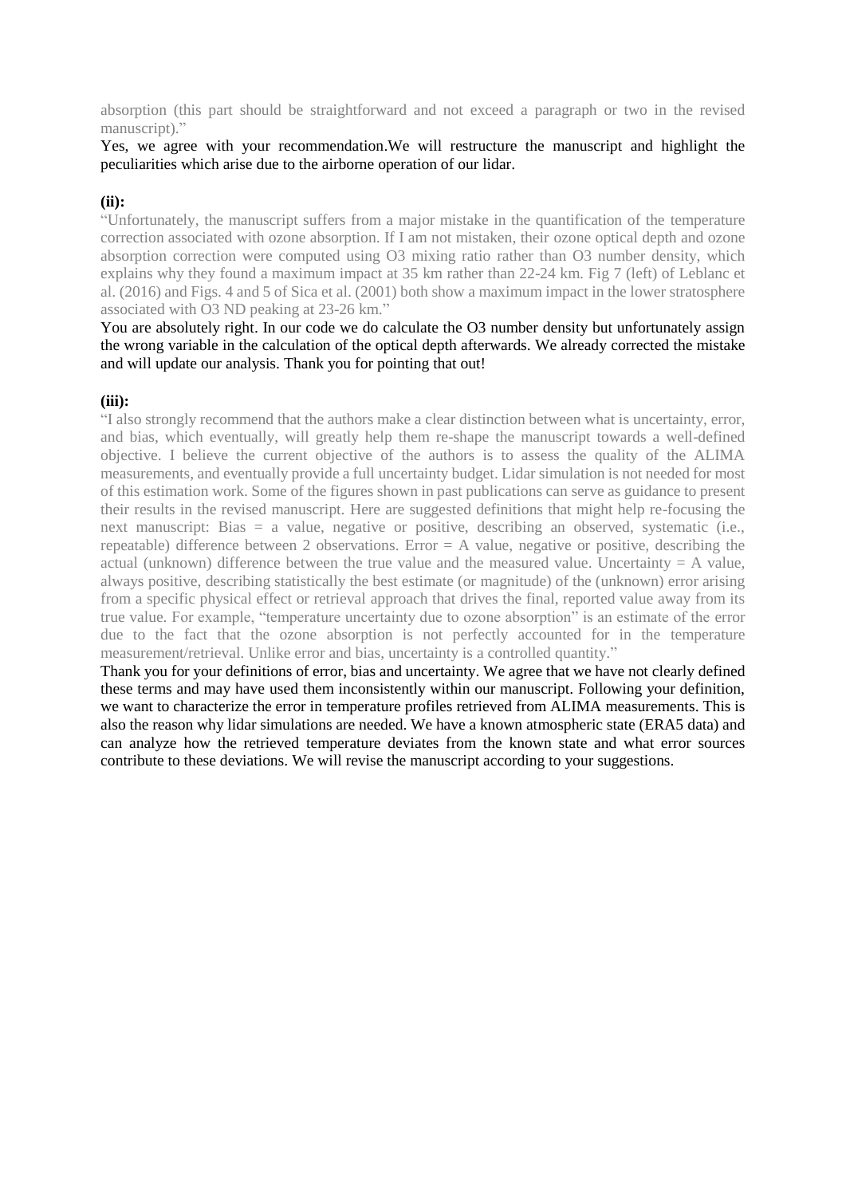absorption (this part should be straightforward and not exceed a paragraph or two in the revised manuscript)."

Yes, we agree with your recommendation.We will restructure the manuscript and highlight the peculiarities which arise due to the airborne operation of our lidar.

**(ii):**

"Unfortunately, the manuscript suffers from a major mistake in the quantification of the temperature correction associated with ozone absorption. If I am not mistaken, their ozone optical depth and ozone absorption correction were computed using O3 mixing ratio rather than O3 number density, which explains why they found a maximum impact at 35 km rather than 22-24 km. Fig 7 (left) of Leblanc et al. (2016) and Figs. 4 and 5 of Sica et al. (2001) both show a maximum impact in the lower stratosphere associated with O3 ND peaking at 23-26 km."

You are absolutely right. In our code we do calculate the O3 number density but unfortunately assign the wrong variable in the calculation of the optical depth afterwards. We already corrected the mistake and will update our analysis. Thank you for pointing that out!

**(iii):**

"I also strongly recommend that the authors make a clear distinction between what is uncertainty, error, and bias, which eventually, will greatly help them re-shape the manuscript towards a well-defined objective. I believe the current objective of the authors is to assess the quality of the ALIMA measurements, and eventually provide a full uncertainty budget. Lidar simulation is not needed for most of this estimation work. Some of the figures shown in past publications can serve as guidance to present their results in the revised manuscript. Here are suggested definitions that might help re-focusing the next manuscript: Bias = a value, negative or positive, describing an observed, systematic (i.e., repeatable) difference between 2 observations. Error = A value, negative or positive, describing the actual (unknown) difference between the true value and the measured value. Uncertainty = A value, always positive, describing statistically the best estimate (or magnitude) of the (unknown) error arising from a specific physical effect or retrieval approach that drives the final, reported value away from its true value. For example, "temperature uncertainty due to ozone absorption" is an estimate of the error due to the fact that the ozone absorption is not perfectly accounted for in the temperature measurement/retrieval. Unlike error and bias, uncertainty is a controlled quantity."

Thank you for your definitions of error, bias and uncertainty. We agree that we have not clearly defined these terms and may have used them inconsistently within our manuscript. Following your definition, we want to characterize the error in temperature profiles retrieved from ALIMA measurements. This is also the reason why lidar simulations are needed. We have a known atmospheric state (ERA5 data) and can analyze how the retrieved temperature deviates from the known state and what error sources contribute to these deviations. We will revise the manuscript according to your suggestions.